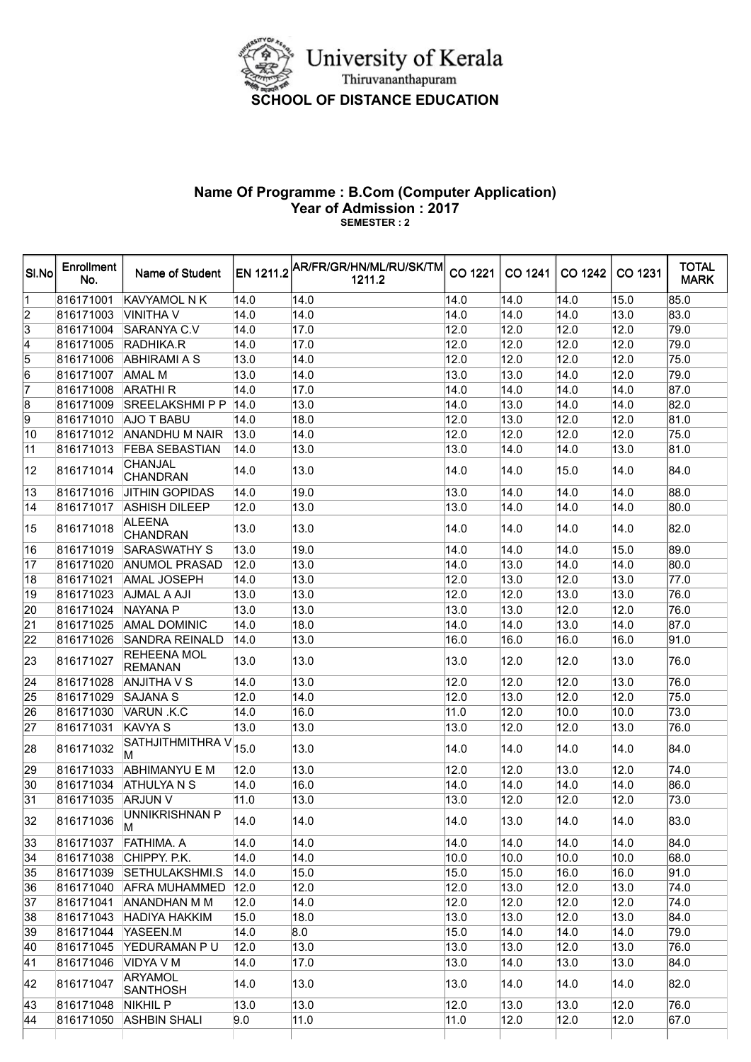# University of Kerala

Thiruvananthapuram

## SCHOOL OF DISTANCE EDUCATION

### Name Of Programme : B.Com (Computer Application)
### Year of Admission : 2017
**SEMESTER : 2**

| Sl.No | Enrollment No. | Name of Student | EN 1211.2 | AR/FR/GR/HN/ML/RU/SK/TM 1211.2 | CO 1221 | CO 1241 | CO 1242 | CO 1231 | TOTAL MARK |
|---|---|---|---|---|---|---|---|---|---|
| 1 | 816171001 | KAVYAMOL N K | 14.0 | 14.0 | 14.0 | 14.0 | 14.0 | 15.0 | 85.0 |
| 2 | 816171003 | VINITHA V | 14.0 | 14.0 | 14.0 | 14.0 | 14.0 | 13.0 | 83.0 |
| 3 | 816171004 | SARANYA C.V | 14.0 | 17.0 | 12.0 | 12.0 | 12.0 | 12.0 | 79.0 |
| 4 | 816171005 | RADHIKA.R | 14.0 | 17.0 | 12.0 | 12.0 | 12.0 | 12.0 | 79.0 |
| 5 | 816171006 | ABHIRAMI A S | 13.0 | 14.0 | 12.0 | 12.0 | 12.0 | 12.0 | 75.0 |
| 6 | 816171007 | AMAL M | 13.0 | 14.0 | 13.0 | 13.0 | 14.0 | 12.0 | 79.0 |
| 7 | 816171008 | ARATHI R | 14.0 | 17.0 | 14.0 | 14.0 | 14.0 | 14.0 | 87.0 |
| 8 | 816171009 | SREELAKSHMI P P | 14.0 | 13.0 | 14.0 | 13.0 | 14.0 | 14.0 | 82.0 |
| 9 | 816171010 | AJO T BABU | 14.0 | 18.0 | 12.0 | 13.0 | 12.0 | 12.0 | 81.0 |
| 10 | 816171012 | ANANDHU M NAIR | 13.0 | 14.0 | 12.0 | 12.0 | 12.0 | 12.0 | 75.0 |
| 11 | 816171013 | FEBA SEBASTIAN | 14.0 | 13.0 | 13.0 | 14.0 | 14.0 | 13.0 | 81.0 |
| 12 | 816171014 | CHANJAL CHANDRAN | 14.0 | 13.0 | 14.0 | 14.0 | 15.0 | 14.0 | 84.0 |
| 13 | 816171016 | JITHIN GOPIDAS | 14.0 | 19.0 | 13.0 | 14.0 | 14.0 | 14.0 | 88.0 |
| 14 | 816171017 | ASHISH DILEEP | 12.0 | 13.0 | 13.0 | 14.0 | 14.0 | 14.0 | 80.0 |
| 15 | 816171018 | ALEENA CHANDRAN | 13.0 | 13.0 | 14.0 | 14.0 | 14.0 | 14.0 | 82.0 |
| 16 | 816171019 | SARASWATHY S | 13.0 | 19.0 | 14.0 | 14.0 | 14.0 | 15.0 | 89.0 |
| 17 | 816171020 | ANUMOL PRASAD | 12.0 | 13.0 | 14.0 | 13.0 | 14.0 | 14.0 | 80.0 |
| 18 | 816171021 | AMAL JOSEPH | 14.0 | 13.0 | 12.0 | 13.0 | 12.0 | 13.0 | 77.0 |
| 19 | 816171023 | AJMAL A AJI | 13.0 | 13.0 | 12.0 | 12.0 | 13.0 | 13.0 | 76.0 |
| 20 | 816171024 | NAYANA P | 13.0 | 13.0 | 13.0 | 13.0 | 12.0 | 12.0 | 76.0 |
| 21 | 816171025 | AMAL DOMINIC | 14.0 | 18.0 | 14.0 | 14.0 | 13.0 | 14.0 | 87.0 |
| 22 | 816171026 | SANDRA REINALD | 14.0 | 13.0 | 16.0 | 16.0 | 16.0 | 16.0 | 91.0 |
| 23 | 816171027 | REHEENA MOL REMANAN | 13.0 | 13.0 | 13.0 | 12.0 | 12.0 | 13.0 | 76.0 |
| 24 | 816171028 | ANJITHA V S | 14.0 | 13.0 | 12.0 | 12.0 | 12.0 | 13.0 | 76.0 |
| 25 | 816171029 | SAJANA S | 12.0 | 14.0 | 12.0 | 13.0 | 12.0 | 12.0 | 75.0 |
| 26 | 816171030 | VARUN .K.C | 14.0 | 16.0 | 11.0 | 12.0 | 10.0 | 10.0 | 73.0 |
| 27 | 816171031 | KAVYA S | 13.0 | 13.0 | 13.0 | 12.0 | 12.0 | 13.0 | 76.0 |
| 28 | 816171032 | SATHJITHMITHRA V M | 15.0 | 13.0 | 14.0 | 14.0 | 14.0 | 14.0 | 84.0 |
| 29 | 816171033 | ABHIMANYU E M | 12.0 | 13.0 | 12.0 | 12.0 | 13.0 | 12.0 | 74.0 |
| 30 | 816171034 | ATHULYA N S | 14.0 | 16.0 | 14.0 | 14.0 | 14.0 | 14.0 | 86.0 |
| 31 | 816171035 | ARJUN V | 11.0 | 13.0 | 13.0 | 12.0 | 12.0 | 12.0 | 73.0 |
| 32 | 816171036 | UNNIKRISHNAN P M | 14.0 | 14.0 | 14.0 | 13.0 | 14.0 | 14.0 | 83.0 |
| 33 | 816171037 | FATHIMA. A | 14.0 | 14.0 | 14.0 | 14.0 | 14.0 | 14.0 | 84.0 |
| 34 | 816171038 | CHIPPY. P.K. | 14.0 | 14.0 | 10.0 | 10.0 | 10.0 | 10.0 | 68.0 |
| 35 | 816171039 | SETHULAKSHMI.S | 14.0 | 15.0 | 15.0 | 15.0 | 16.0 | 16.0 | 91.0 |
| 36 | 816171040 | AFRA MUHAMMED | 12.0 | 12.0 | 12.0 | 13.0 | 12.0 | 13.0 | 74.0 |
| 37 | 816171041 | ANANDHAN M M | 12.0 | 14.0 | 12.0 | 12.0 | 12.0 | 12.0 | 74.0 |
| 38 | 816171043 | HADIYA HAKKIM | 15.0 | 18.0 | 13.0 | 13.0 | 12.0 | 13.0 | 84.0 |
| 39 | 816171044 | YASEEN.M | 14.0 | 8.0 | 15.0 | 14.0 | 14.0 | 14.0 | 79.0 |
| 40 | 816171045 | YEDURAMAN P U | 12.0 | 13.0 | 13.0 | 13.0 | 12.0 | 13.0 | 76.0 |
| 41 | 816171046 | VIDYA V M | 14.0 | 17.0 | 13.0 | 14.0 | 13.0 | 13.0 | 84.0 |
| 42 | 816171047 | ARYAMOL SANTHOSH | 14.0 | 13.0 | 13.0 | 14.0 | 14.0 | 14.0 | 82.0 |
| 43 | 816171048 | NIKHIL P | 13.0 | 13.0 | 12.0 | 13.0 | 13.0 | 12.0 | 76.0 |
| 44 | 816171050 | ASHBIN SHALI | 9.0 | 11.0 | 11.0 | 12.0 | 12.0 | 12.0 | 67.0 |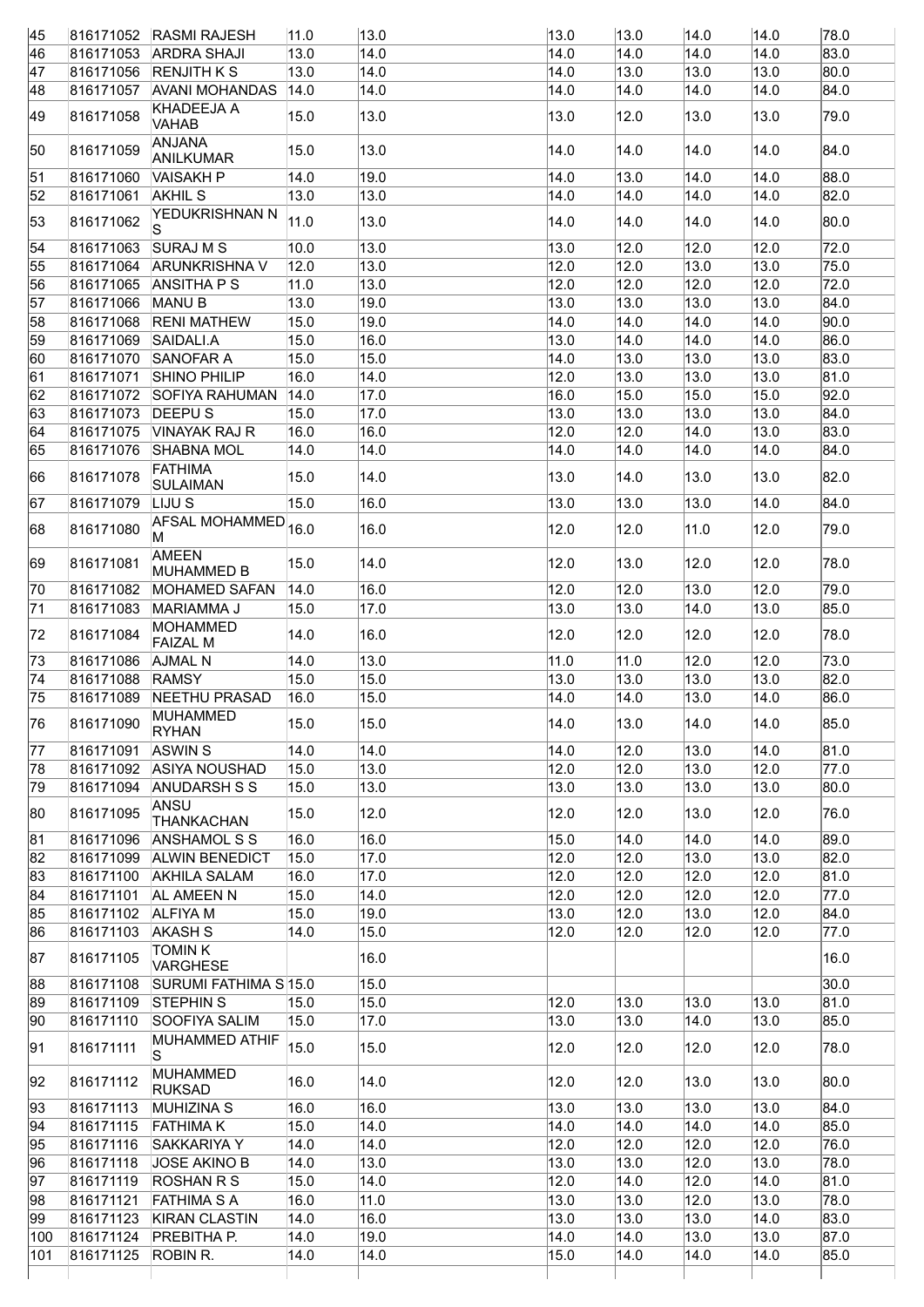| | | | | | | | | | |
|---|---|---|---|---|---|---|---|---|---|
| 45 | 816171052 | RASMI RAJESH | 11.0 | 13.0 | 13.0 | 13.0 | 14.0 | 14.0 | 78.0 |
| 46 | 816171053 | ARDRA SHAJI | 13.0 | 14.0 | 14.0 | 14.0 | 14.0 | 14.0 | 83.0 |
| 47 | 816171056 | RENJITH K S | 13.0 | 14.0 | 14.0 | 13.0 | 13.0 | 13.0 | 80.0 |
| 48 | 816171057 | AVANI MOHANDAS | 14.0 | 14.0 | 14.0 | 14.0 | 14.0 | 14.0 | 84.0 |
| 49 | 816171058 | KHADEEJA A VAHAB | 15.0 | 13.0 | 13.0 | 12.0 | 13.0 | 13.0 | 79.0 |
| 50 | 816171059 | ANJANA ANILKUMAR | 15.0 | 13.0 | 14.0 | 14.0 | 14.0 | 14.0 | 84.0 |
| 51 | 816171060 | VAISAKH P | 14.0 | 19.0 | 14.0 | 13.0 | 14.0 | 14.0 | 88.0 |
| 52 | 816171061 | AKHIL S | 13.0 | 13.0 | 14.0 | 14.0 | 14.0 | 14.0 | 82.0 |
| 53 | 816171062 | YEDUKRISHNAN N S | 11.0 | 13.0 | 14.0 | 14.0 | 14.0 | 14.0 | 80.0 |
| 54 | 816171063 | SURAJ M S | 10.0 | 13.0 | 13.0 | 12.0 | 12.0 | 12.0 | 72.0 |
| 55 | 816171064 | ARUNKRISHNA V | 12.0 | 13.0 | 12.0 | 12.0 | 13.0 | 13.0 | 75.0 |
| 56 | 816171065 | ANSITHA P S | 11.0 | 13.0 | 12.0 | 12.0 | 12.0 | 12.0 | 72.0 |
| 57 | 816171066 | MANU B | 13.0 | 19.0 | 13.0 | 13.0 | 13.0 | 13.0 | 84.0 |
| 58 | 816171068 | RENI MATHEW | 15.0 | 19.0 | 14.0 | 14.0 | 14.0 | 14.0 | 90.0 |
| 59 | 816171069 | SAIDALI.A | 15.0 | 16.0 | 13.0 | 14.0 | 14.0 | 14.0 | 86.0 |
| 60 | 816171070 | SANOFAR A | 15.0 | 15.0 | 14.0 | 13.0 | 13.0 | 13.0 | 83.0 |
| 61 | 816171071 | SHINO PHILIP | 16.0 | 14.0 | 12.0 | 13.0 | 13.0 | 13.0 | 81.0 |
| 62 | 816171072 | SOFIYA RAHUMAN | 14.0 | 17.0 | 16.0 | 15.0 | 15.0 | 15.0 | 92.0 |
| 63 | 816171073 | DEEPU S | 15.0 | 17.0 | 13.0 | 13.0 | 13.0 | 13.0 | 84.0 |
| 64 | 816171075 | VINAYAK RAJ R | 16.0 | 16.0 | 12.0 | 12.0 | 14.0 | 13.0 | 83.0 |
| 65 | 816171076 | SHABNA MOL | 14.0 | 14.0 | 14.0 | 14.0 | 14.0 | 14.0 | 84.0 |
| 66 | 816171078 | FATHIMA SULAIMAN | 15.0 | 14.0 | 13.0 | 14.0 | 13.0 | 13.0 | 82.0 |
| 67 | 816171079 | LIJU S | 15.0 | 16.0 | 13.0 | 13.0 | 13.0 | 14.0 | 84.0 |
| 68 | 816171080 | AFSAL MOHAMMED M | 16.0 | 16.0 | 12.0 | 12.0 | 11.0 | 12.0 | 79.0 |
| 69 | 816171081 | AMEEN MUHAMMED B | 15.0 | 14.0 | 12.0 | 13.0 | 12.0 | 12.0 | 78.0 |
| 70 | 816171082 | MOHAMED SAFAN | 14.0 | 16.0 | 12.0 | 12.0 | 13.0 | 12.0 | 79.0 |
| 71 | 816171083 | MARIAMMA J | 15.0 | 17.0 | 13.0 | 13.0 | 14.0 | 13.0 | 85.0 |
| 72 | 816171084 | MOHAMMED FAIZAL M | 14.0 | 16.0 | 12.0 | 12.0 | 12.0 | 12.0 | 78.0 |
| 73 | 816171086 | AJMAL N | 14.0 | 13.0 | 11.0 | 11.0 | 12.0 | 12.0 | 73.0 |
| 74 | 816171088 | RAMSY | 15.0 | 15.0 | 13.0 | 13.0 | 13.0 | 13.0 | 82.0 |
| 75 | 816171089 | NEETHU PRASAD | 16.0 | 15.0 | 14.0 | 14.0 | 13.0 | 14.0 | 86.0 |
| 76 | 816171090 | MUHAMMED RYHAN | 15.0 | 15.0 | 14.0 | 13.0 | 14.0 | 14.0 | 85.0 |
| 77 | 816171091 | ASWIN S | 14.0 | 14.0 | 14.0 | 12.0 | 13.0 | 14.0 | 81.0 |
| 78 | 816171092 | ASIYA NOUSHAD | 15.0 | 13.0 | 12.0 | 12.0 | 13.0 | 12.0 | 77.0 |
| 79 | 816171094 | ANUDARSH S S | 15.0 | 13.0 | 13.0 | 13.0 | 13.0 | 13.0 | 80.0 |
| 80 | 816171095 | ANSU THANKACHAN | 15.0 | 12.0 | 12.0 | 12.0 | 13.0 | 12.0 | 76.0 |
| 81 | 816171096 | ANSHAMOL S S | 16.0 | 16.0 | 15.0 | 14.0 | 14.0 | 14.0 | 89.0 |
| 82 | 816171099 | ALWIN BENEDICT | 15.0 | 17.0 | 12.0 | 12.0 | 13.0 | 13.0 | 82.0 |
| 83 | 816171100 | AKHILA SALAM | 16.0 | 17.0 | 12.0 | 12.0 | 12.0 | 12.0 | 81.0 |
| 84 | 816171101 | AL AMEEN N | 15.0 | 14.0 | 12.0 | 12.0 | 12.0 | 12.0 | 77.0 |
| 85 | 816171102 | ALFIYA M | 15.0 | 19.0 | 13.0 | 12.0 | 13.0 | 12.0 | 84.0 |
| 86 | 816171103 | AKASH S | 14.0 | 15.0 | 12.0 | 12.0 | 12.0 | 12.0 | 77.0 |
| 87 | 816171105 | TOMIN K VARGHESE | | 16.0 | | | | | 16.0 |
| 88 | 816171108 | SURUMI FATHIMA S | 15.0 | 15.0 | | | | | 30.0 |
| 89 | 816171109 | STEPHIN S | 15.0 | 15.0 | 12.0 | 13.0 | 13.0 | 13.0 | 81.0 |
| 90 | 816171110 | SOOFIYA SALIM | 15.0 | 17.0 | 13.0 | 13.0 | 14.0 | 13.0 | 85.0 |
| 91 | 816171111 | MUHAMMED ATHIF S | 15.0 | 15.0 | 12.0 | 12.0 | 12.0 | 12.0 | 78.0 |
| 92 | 816171112 | MUHAMMED RUKSAD | 16.0 | 14.0 | 12.0 | 12.0 | 13.0 | 13.0 | 80.0 |
| 93 | 816171113 | MUHIZINA S | 16.0 | 16.0 | 13.0 | 13.0 | 13.0 | 13.0 | 84.0 |
| 94 | 816171115 | FATHIMA K | 15.0 | 14.0 | 14.0 | 14.0 | 14.0 | 14.0 | 85.0 |
| 95 | 816171116 | SAKKARIYA Y | 14.0 | 14.0 | 12.0 | 12.0 | 12.0 | 12.0 | 76.0 |
| 96 | 816171118 | JOSE AKINO B | 14.0 | 13.0 | 13.0 | 13.0 | 12.0 | 13.0 | 78.0 |
| 97 | 816171119 | ROSHAN R S | 15.0 | 14.0 | 12.0 | 14.0 | 12.0 | 14.0 | 81.0 |
| 98 | 816171121 | FATHIMA S A | 16.0 | 11.0 | 13.0 | 13.0 | 12.0 | 13.0 | 78.0 |
| 99 | 816171123 | KIRAN CLASTIN | 14.0 | 16.0 | 13.0 | 13.0 | 13.0 | 14.0 | 83.0 |
| 100 | 816171124 | PREBITHA P. | 14.0 | 19.0 | 14.0 | 14.0 | 13.0 | 13.0 | 87.0 |
| 101 | 816171125 | ROBIN R. | 14.0 | 14.0 | 15.0 | 14.0 | 14.0 | 14.0 | 85.0 |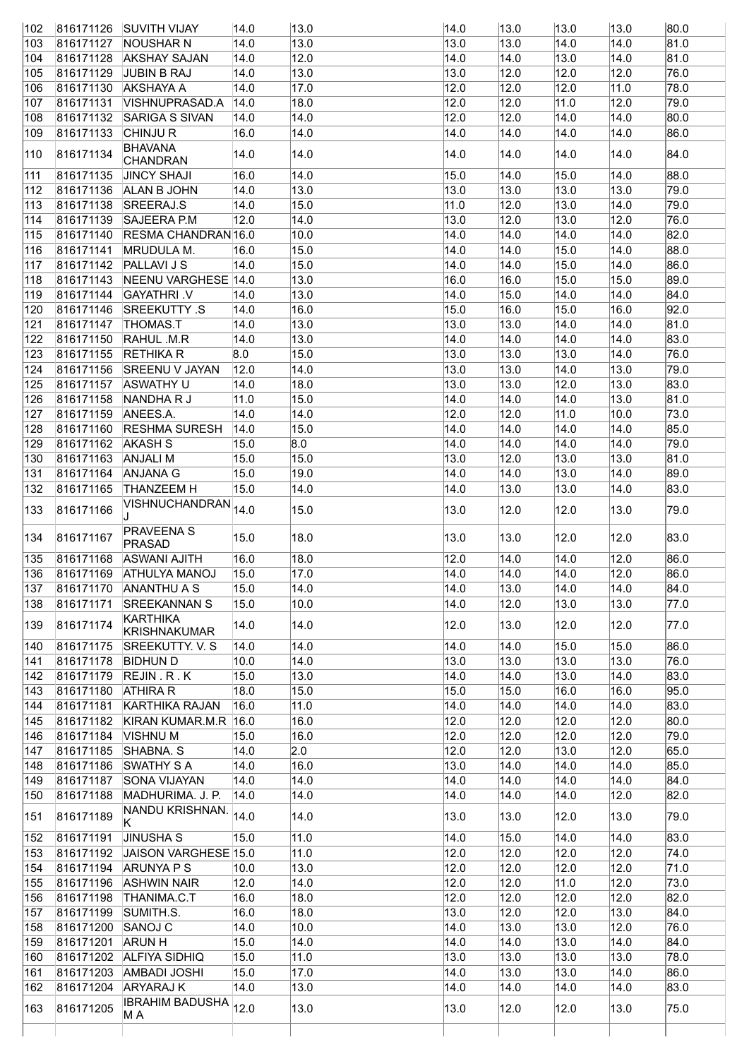| | | | | | | | | | |
|---|---|---|---|---|---|---|---|---|---|
| 102 | 816171126 | SUVITH VIJAY | 14.0 | 13.0 | 14.0 | 13.0 | 13.0 | 13.0 | 80.0 |
| 103 | 816171127 | NOUSHAR N | 14.0 | 13.0 | 13.0 | 13.0 | 14.0 | 14.0 | 81.0 |
| 104 | 816171128 | AKSHAY SAJAN | 14.0 | 12.0 | 14.0 | 14.0 | 13.0 | 14.0 | 81.0 |
| 105 | 816171129 | JUBIN B RAJ | 14.0 | 13.0 | 13.0 | 12.0 | 12.0 | 12.0 | 76.0 |
| 106 | 816171130 | AKSHAYA A | 14.0 | 17.0 | 12.0 | 12.0 | 12.0 | 11.0 | 78.0 |
| 107 | 816171131 | VISHNUPRASAD.A | 14.0 | 18.0 | 12.0 | 12.0 | 11.0 | 12.0 | 79.0 |
| 108 | 816171132 | SARIGA S SIVAN | 14.0 | 14.0 | 12.0 | 12.0 | 14.0 | 14.0 | 80.0 |
| 109 | 816171133 | CHINJU R | 16.0 | 14.0 | 14.0 | 14.0 | 14.0 | 14.0 | 86.0 |
| 110 | 816171134 | BHAVANA CHANDRAN | 14.0 | 14.0 | 14.0 | 14.0 | 14.0 | 14.0 | 84.0 |
| 111 | 816171135 | JINCY SHAJI | 16.0 | 14.0 | 15.0 | 14.0 | 15.0 | 14.0 | 88.0 |
| 112 | 816171136 | ALAN B JOHN | 14.0 | 13.0 | 13.0 | 13.0 | 13.0 | 13.0 | 79.0 |
| 113 | 816171138 | SREERAJ.S | 14.0 | 15.0 | 11.0 | 12.0 | 13.0 | 14.0 | 79.0 |
| 114 | 816171139 | SAJEERA P.M | 12.0 | 14.0 | 13.0 | 12.0 | 13.0 | 12.0 | 76.0 |
| 115 | 816171140 | RESMA CHANDRAN | 16.0 | 10.0 | 14.0 | 14.0 | 14.0 | 14.0 | 82.0 |
| 116 | 816171141 | MRUDULA M. | 16.0 | 15.0 | 14.0 | 14.0 | 15.0 | 14.0 | 88.0 |
| 117 | 816171142 | PALLAVI J S | 14.0 | 15.0 | 14.0 | 14.0 | 15.0 | 14.0 | 86.0 |
| 118 | 816171143 | NEENU VARGHESE | 14.0 | 13.0 | 16.0 | 16.0 | 15.0 | 15.0 | 89.0 |
| 119 | 816171144 | GAYATHRI .V | 14.0 | 13.0 | 14.0 | 15.0 | 14.0 | 14.0 | 84.0 |
| 120 | 816171146 | SREEKUTTY .S | 14.0 | 16.0 | 15.0 | 16.0 | 15.0 | 16.0 | 92.0 |
| 121 | 816171147 | THOMAS.T | 14.0 | 13.0 | 13.0 | 13.0 | 14.0 | 14.0 | 81.0 |
| 122 | 816171150 | RAHUL .M.R | 14.0 | 13.0 | 14.0 | 14.0 | 14.0 | 14.0 | 83.0 |
| 123 | 816171155 | RETHIKA R | 8.0 | 15.0 | 13.0 | 13.0 | 13.0 | 14.0 | 76.0 |
| 124 | 816171156 | SREENU V JAYAN | 12.0 | 14.0 | 13.0 | 13.0 | 14.0 | 13.0 | 79.0 |
| 125 | 816171157 | ASWATHY U | 14.0 | 18.0 | 13.0 | 13.0 | 12.0 | 13.0 | 83.0 |
| 126 | 816171158 | NANDHA R J | 11.0 | 15.0 | 14.0 | 14.0 | 14.0 | 13.0 | 81.0 |
| 127 | 816171159 | ANEES.A. | 14.0 | 14.0 | 12.0 | 12.0 | 11.0 | 10.0 | 73.0 |
| 128 | 816171160 | RESHMA SURESH | 14.0 | 15.0 | 14.0 | 14.0 | 14.0 | 14.0 | 85.0 |
| 129 | 816171162 | AKASH S | 15.0 | 8.0 | 14.0 | 14.0 | 14.0 | 14.0 | 79.0 |
| 130 | 816171163 | ANJALI M | 15.0 | 15.0 | 13.0 | 12.0 | 13.0 | 13.0 | 81.0 |
| 131 | 816171164 | ANJANA G | 15.0 | 19.0 | 14.0 | 14.0 | 13.0 | 14.0 | 89.0 |
| 132 | 816171165 | THANZEEM H | 15.0 | 14.0 | 14.0 | 13.0 | 13.0 | 14.0 | 83.0 |
| 133 | 816171166 | VISHNUCHANDRAN J | 14.0 | 15.0 | 13.0 | 12.0 | 12.0 | 13.0 | 79.0 |
| 134 | 816171167 | PRAVEENA S PRASAD | 15.0 | 18.0 | 13.0 | 13.0 | 12.0 | 12.0 | 83.0 |
| 135 | 816171168 | ASWANI AJITH | 16.0 | 18.0 | 12.0 | 14.0 | 14.0 | 12.0 | 86.0 |
| 136 | 816171169 | ATHULYA MANOJ | 15.0 | 17.0 | 14.0 | 14.0 | 14.0 | 12.0 | 86.0 |
| 137 | 816171170 | ANANTHU A S | 15.0 | 14.0 | 14.0 | 13.0 | 14.0 | 14.0 | 84.0 |
| 138 | 816171171 | SREEKANNAN S | 15.0 | 10.0 | 14.0 | 12.0 | 13.0 | 13.0 | 77.0 |
| 139 | 816171174 | KARTHIKA KRISHNAKUMAR | 14.0 | 14.0 | 12.0 | 13.0 | 12.0 | 12.0 | 77.0 |
| 140 | 816171175 | SREEKUTTY. V. S | 14.0 | 14.0 | 14.0 | 14.0 | 15.0 | 15.0 | 86.0 |
| 141 | 816171178 | BIDHUN D | 10.0 | 14.0 | 13.0 | 13.0 | 13.0 | 13.0 | 76.0 |
| 142 | 816171179 | REJIN . R . K | 15.0 | 13.0 | 14.0 | 14.0 | 13.0 | 14.0 | 83.0 |
| 143 | 816171180 | ATHIRA R | 18.0 | 15.0 | 15.0 | 15.0 | 16.0 | 16.0 | 95.0 |
| 144 | 816171181 | KARTHIKA RAJAN | 16.0 | 11.0 | 14.0 | 14.0 | 14.0 | 14.0 | 83.0 |
| 145 | 816171182 | KIRAN KUMAR.M.R | 16.0 | 16.0 | 12.0 | 12.0 | 12.0 | 12.0 | 80.0 |
| 146 | 816171184 | VISHNU M | 15.0 | 16.0 | 12.0 | 12.0 | 12.0 | 12.0 | 79.0 |
| 147 | 816171185 | SHABNA. S | 14.0 | 2.0 | 12.0 | 12.0 | 13.0 | 12.0 | 65.0 |
| 148 | 816171186 | SWATHY S A | 14.0 | 16.0 | 13.0 | 14.0 | 14.0 | 14.0 | 85.0 |
| 149 | 816171187 | SONA VIJAYAN | 14.0 | 14.0 | 14.0 | 14.0 | 14.0 | 14.0 | 84.0 |
| 150 | 816171188 | MADHURIMA. J. P. | 14.0 | 14.0 | 14.0 | 14.0 | 14.0 | 12.0 | 82.0 |
| 151 | 816171189 | NANDU KRISHNAN. K | 14.0 | 14.0 | 13.0 | 13.0 | 12.0 | 13.0 | 79.0 |
| 152 | 816171191 | JINUSHA S | 15.0 | 11.0 | 14.0 | 15.0 | 14.0 | 14.0 | 83.0 |
| 153 | 816171192 | JAISON VARGHESE | 15.0 | 11.0 | 12.0 | 12.0 | 12.0 | 12.0 | 74.0 |
| 154 | 816171194 | ARUNYA P S | 10.0 | 13.0 | 12.0 | 12.0 | 12.0 | 12.0 | 71.0 |
| 155 | 816171196 | ASHWIN NAIR | 12.0 | 14.0 | 12.0 | 12.0 | 11.0 | 12.0 | 73.0 |
| 156 | 816171198 | THANIMA.C.T | 16.0 | 18.0 | 12.0 | 12.0 | 12.0 | 12.0 | 82.0 |
| 157 | 816171199 | SUMITH.S. | 16.0 | 18.0 | 13.0 | 12.0 | 12.0 | 13.0 | 84.0 |
| 158 | 816171200 | SANOJ C | 14.0 | 10.0 | 14.0 | 13.0 | 13.0 | 12.0 | 76.0 |
| 159 | 816171201 | ARUN H | 15.0 | 14.0 | 14.0 | 14.0 | 13.0 | 14.0 | 84.0 |
| 160 | 816171202 | ALFIYA SIDHIQ | 15.0 | 11.0 | 13.0 | 13.0 | 13.0 | 13.0 | 78.0 |
| 161 | 816171203 | AMBADI JOSHI | 15.0 | 17.0 | 14.0 | 13.0 | 13.0 | 14.0 | 86.0 |
| 162 | 816171204 | ARYARAJ K | 14.0 | 13.0 | 14.0 | 14.0 | 14.0 | 14.0 | 83.0 |
| 163 | 816171205 | IBRAHIM BADUSHA M A | 12.0 | 13.0 | 13.0 | 12.0 | 12.0 | 13.0 | 75.0 |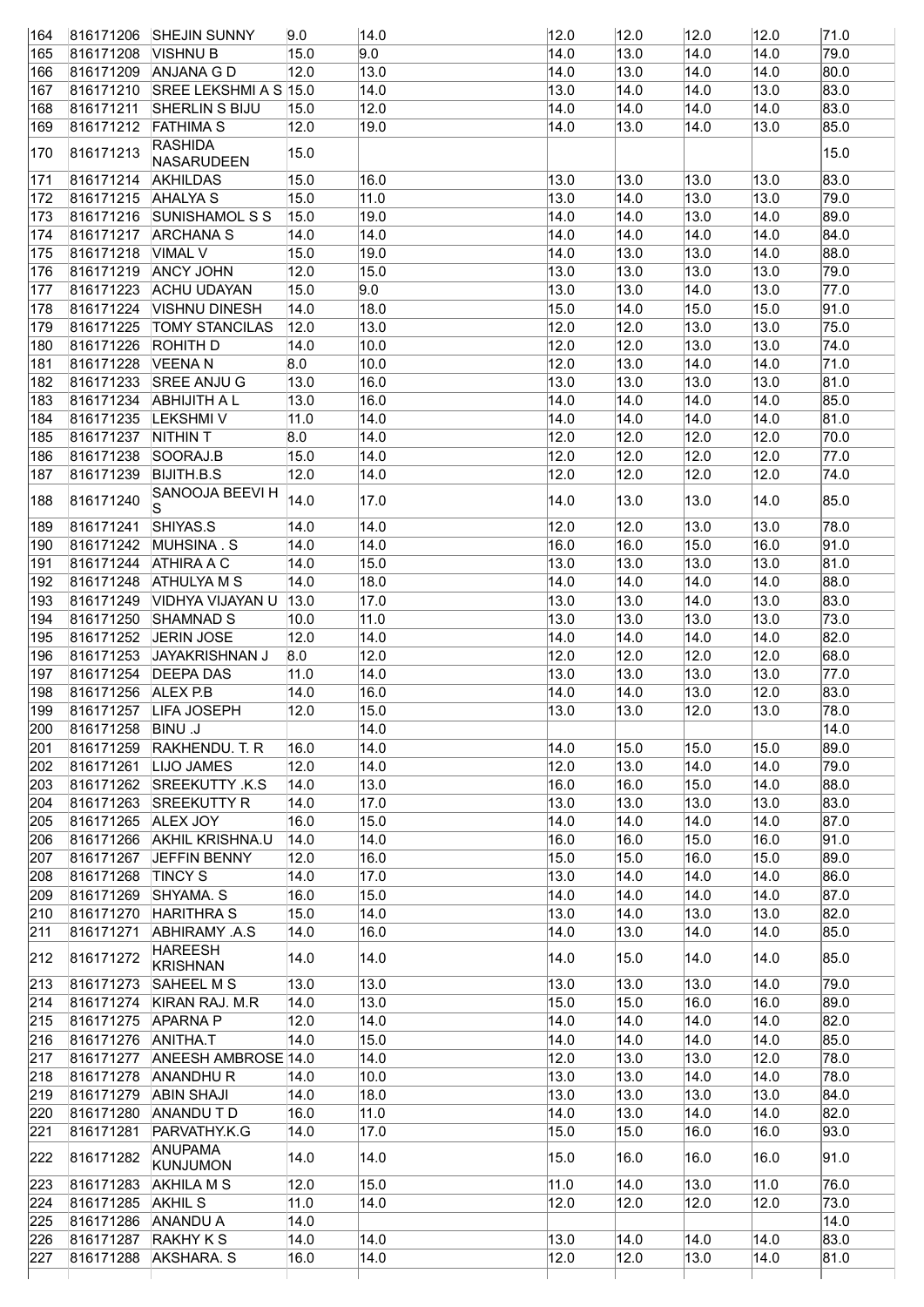| | | | | | | | | | |
|---|---|---|---|---|---|---|---|---|---|
| 164 | 816171206 | SHEJIN SUNNY | 9.0 | 14.0 | 12.0 | 12.0 | 12.0 | 12.0 | 71.0 |
| 165 | 816171208 | VISHNU B | 15.0 | 9.0 | 14.0 | 13.0 | 14.0 | 14.0 | 79.0 |
| 166 | 816171209 | ANJANA G D | 12.0 | 13.0 | 14.0 | 13.0 | 14.0 | 14.0 | 80.0 |
| 167 | 816171210 | SREE LEKSHMI A S | 15.0 | 14.0 | 13.0 | 14.0 | 14.0 | 13.0 | 83.0 |
| 168 | 816171211 | SHERLIN S BIJU | 15.0 | 12.0 | 14.0 | 14.0 | 14.0 | 14.0 | 83.0 |
| 169 | 816171212 | FATHIMA S | 12.0 | 19.0 | 14.0 | 13.0 | 14.0 | 13.0 | 85.0 |
| 170 | 816171213 | RASHIDA NASARUDEEN | 15.0 | | | | | | 15.0 |
| 171 | 816171214 | AKHILDAS | 15.0 | 16.0 | 13.0 | 13.0 | 13.0 | 13.0 | 83.0 |
| 172 | 816171215 | AHALYA S | 15.0 | 11.0 | 13.0 | 14.0 | 13.0 | 13.0 | 79.0 |
| 173 | 816171216 | SUNISHAMOL S S | 15.0 | 19.0 | 14.0 | 14.0 | 13.0 | 14.0 | 89.0 |
| 174 | 816171217 | ARCHANA S | 14.0 | 14.0 | 14.0 | 14.0 | 14.0 | 14.0 | 84.0 |
| 175 | 816171218 | VIMAL V | 15.0 | 19.0 | 14.0 | 13.0 | 13.0 | 14.0 | 88.0 |
| 176 | 816171219 | ANCY JOHN | 12.0 | 15.0 | 13.0 | 13.0 | 13.0 | 13.0 | 79.0 |
| 177 | 816171223 | ACHU UDAYAN | 15.0 | 9.0 | 13.0 | 13.0 | 14.0 | 13.0 | 77.0 |
| 178 | 816171224 | VISHNU DINESH | 14.0 | 18.0 | 15.0 | 14.0 | 15.0 | 15.0 | 91.0 |
| 179 | 816171225 | TOMY STANCILAS | 12.0 | 13.0 | 12.0 | 12.0 | 13.0 | 13.0 | 75.0 |
| 180 | 816171226 | ROHITH D | 14.0 | 10.0 | 12.0 | 12.0 | 13.0 | 13.0 | 74.0 |
| 181 | 816171228 | VEENA N | 8.0 | 10.0 | 12.0 | 13.0 | 14.0 | 14.0 | 71.0 |
| 182 | 816171233 | SREE ANJU G | 13.0 | 16.0 | 13.0 | 13.0 | 13.0 | 13.0 | 81.0 |
| 183 | 816171234 | ABHIJITH A L | 13.0 | 16.0 | 14.0 | 14.0 | 14.0 | 14.0 | 85.0 |
| 184 | 816171235 | LEKSHMI V | 11.0 | 14.0 | 14.0 | 14.0 | 14.0 | 14.0 | 81.0 |
| 185 | 816171237 | NITHIN T | 8.0 | 14.0 | 12.0 | 12.0 | 12.0 | 12.0 | 70.0 |
| 186 | 816171238 | SOORAJ.B | 15.0 | 14.0 | 12.0 | 12.0 | 12.0 | 12.0 | 77.0 |
| 187 | 816171239 | BIJITH.B.S | 12.0 | 14.0 | 12.0 | 12.0 | 12.0 | 12.0 | 74.0 |
| 188 | 816171240 | SANOOJA BEEVI H S | 14.0 | 17.0 | 14.0 | 13.0 | 13.0 | 14.0 | 85.0 |
| 189 | 816171241 | SHIYAS.S | 14.0 | 14.0 | 12.0 | 12.0 | 13.0 | 13.0 | 78.0 |
| 190 | 816171242 | MUHSINA . S | 14.0 | 14.0 | 16.0 | 16.0 | 15.0 | 16.0 | 91.0 |
| 191 | 816171244 | ATHIRA A C | 14.0 | 15.0 | 13.0 | 13.0 | 13.0 | 13.0 | 81.0 |
| 192 | 816171248 | ATHULYA M S | 14.0 | 18.0 | 14.0 | 14.0 | 14.0 | 14.0 | 88.0 |
| 193 | 816171249 | VIDHYA VIJAYAN U | 13.0 | 17.0 | 13.0 | 13.0 | 14.0 | 13.0 | 83.0 |
| 194 | 816171250 | SHAMNAD S | 10.0 | 11.0 | 13.0 | 13.0 | 13.0 | 13.0 | 73.0 |
| 195 | 816171252 | JERIN JOSE | 12.0 | 14.0 | 14.0 | 14.0 | 14.0 | 14.0 | 82.0 |
| 196 | 816171253 | JAYAKRISHNAN J | 8.0 | 12.0 | 12.0 | 12.0 | 12.0 | 12.0 | 68.0 |
| 197 | 816171254 | DEEPA DAS | 11.0 | 14.0 | 13.0 | 13.0 | 13.0 | 13.0 | 77.0 |
| 198 | 816171256 | ALEX P.B | 14.0 | 16.0 | 14.0 | 14.0 | 13.0 | 12.0 | 83.0 |
| 199 | 816171257 | LIFA JOSEPH | 12.0 | 15.0 | 13.0 | 13.0 | 12.0 | 13.0 | 78.0 |
| 200 | 816171258 | BINU .J | | 14.0 | | | | | 14.0 |
| 201 | 816171259 | RAKHENDU. T. R | 16.0 | 14.0 | 14.0 | 15.0 | 15.0 | 15.0 | 89.0 |
| 202 | 816171261 | LIJO JAMES | 12.0 | 14.0 | 12.0 | 13.0 | 14.0 | 14.0 | 79.0 |
| 203 | 816171262 | SREEKUTTY .K.S | 14.0 | 13.0 | 16.0 | 16.0 | 15.0 | 14.0 | 88.0 |
| 204 | 816171263 | SREEKUTTY R | 14.0 | 17.0 | 13.0 | 13.0 | 13.0 | 13.0 | 83.0 |
| 205 | 816171265 | ALEX JOY | 16.0 | 15.0 | 14.0 | 14.0 | 14.0 | 14.0 | 87.0 |
| 206 | 816171266 | AKHIL KRISHNA.U | 14.0 | 14.0 | 16.0 | 16.0 | 15.0 | 16.0 | 91.0 |
| 207 | 816171267 | JEFFIN BENNY | 12.0 | 16.0 | 15.0 | 15.0 | 16.0 | 15.0 | 89.0 |
| 208 | 816171268 | TINCY S | 14.0 | 17.0 | 13.0 | 14.0 | 14.0 | 14.0 | 86.0 |
| 209 | 816171269 | SHYAMA. S | 16.0 | 15.0 | 14.0 | 14.0 | 14.0 | 14.0 | 87.0 |
| 210 | 816171270 | HARITHRA S | 15.0 | 14.0 | 13.0 | 14.0 | 13.0 | 13.0 | 82.0 |
| 211 | 816171271 | ABHIRAMY .A.S | 14.0 | 16.0 | 14.0 | 13.0 | 14.0 | 14.0 | 85.0 |
| 212 | 816171272 | HAREESH KRISHNAN | 14.0 | 14.0 | 14.0 | 15.0 | 14.0 | 14.0 | 85.0 |
| 213 | 816171273 | SAHEEL M S | 13.0 | 13.0 | 13.0 | 13.0 | 13.0 | 14.0 | 79.0 |
| 214 | 816171274 | KIRAN RAJ. M.R | 14.0 | 13.0 | 15.0 | 15.0 | 16.0 | 16.0 | 89.0 |
| 215 | 816171275 | APARNA P | 12.0 | 14.0 | 14.0 | 14.0 | 14.0 | 14.0 | 82.0 |
| 216 | 816171276 | ANITHA.T | 14.0 | 15.0 | 14.0 | 14.0 | 14.0 | 14.0 | 85.0 |
| 217 | 816171277 | ANEESH AMBROSE | 14.0 | 14.0 | 12.0 | 13.0 | 13.0 | 12.0 | 78.0 |
| 218 | 816171278 | ANANDHU R | 14.0 | 10.0 | 13.0 | 13.0 | 14.0 | 14.0 | 78.0 |
| 219 | 816171279 | ABIN SHAJI | 14.0 | 18.0 | 13.0 | 13.0 | 13.0 | 13.0 | 84.0 |
| 220 | 816171280 | ANANDU T D | 16.0 | 11.0 | 14.0 | 13.0 | 14.0 | 14.0 | 82.0 |
| 221 | 816171281 | PARVATHY.K.G | 14.0 | 17.0 | 15.0 | 15.0 | 16.0 | 16.0 | 93.0 |
| 222 | 816171282 | ANUPAMA KUNJUMON | 14.0 | 14.0 | 15.0 | 16.0 | 16.0 | 16.0 | 91.0 |
| 223 | 816171283 | AKHILA M S | 12.0 | 15.0 | 11.0 | 14.0 | 13.0 | 11.0 | 76.0 |
| 224 | 816171285 | AKHIL S | 11.0 | 14.0 | 12.0 | 12.0 | 12.0 | 12.0 | 73.0 |
| 225 | 816171286 | ANANDU A | 14.0 | | | | | | 14.0 |
| 226 | 816171287 | RAKHY K S | 14.0 | 14.0 | 13.0 | 14.0 | 14.0 | 14.0 | 83.0 |
| 227 | 816171288 | AKSHARA. S | 16.0 | 14.0 | 12.0 | 12.0 | 13.0 | 14.0 | 81.0 |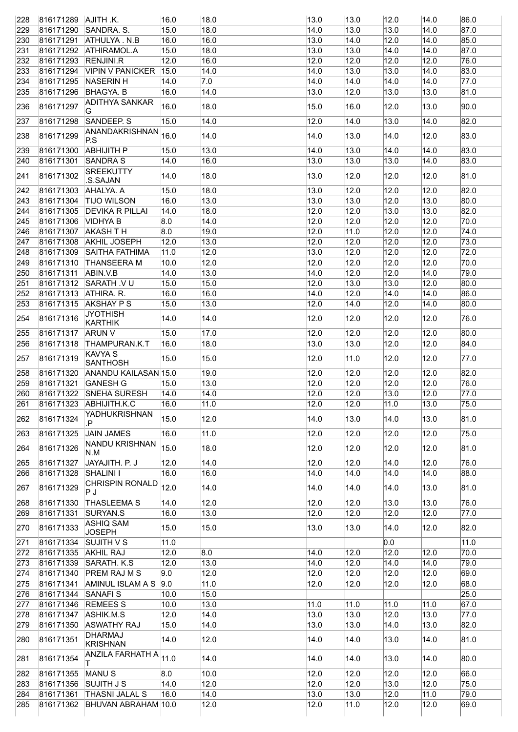| | | | | | | | | | |
|---|---|---|---|---|---|---|---|---|---|
| 228 | 816171289 | AJITH .K. | 16.0 | 18.0 | 13.0 | 13.0 | 12.0 | 14.0 | 86.0 |
| 229 | 816171290 | SANDRA. S. | 15.0 | 18.0 | 14.0 | 13.0 | 13.0 | 14.0 | 87.0 |
| 230 | 816171291 | ATHULYA . N.B | 16.0 | 16.0 | 13.0 | 14.0 | 12.0 | 14.0 | 85.0 |
| 231 | 816171292 | ATHIRAMOL.A | 15.0 | 18.0 | 13.0 | 13.0 | 14.0 | 14.0 | 87.0 |
| 232 | 816171293 | RENJINI.R | 12.0 | 16.0 | 12.0 | 12.0 | 12.0 | 12.0 | 76.0 |
| 233 | 816171294 | VIPIN V PANICKER | 15.0 | 14.0 | 14.0 | 13.0 | 13.0 | 14.0 | 83.0 |
| 234 | 816171295 | NASERIN H | 14.0 | 7.0 | 14.0 | 14.0 | 14.0 | 14.0 | 77.0 |
| 235 | 816171296 | BHAGYA. B | 16.0 | 14.0 | 13.0 | 12.0 | 13.0 | 13.0 | 81.0 |
| 236 | 816171297 | ADITHYA SANKAR G | 16.0 | 18.0 | 15.0 | 16.0 | 12.0 | 13.0 | 90.0 |
| 237 | 816171298 | SANDEEP. S | 15.0 | 14.0 | 12.0 | 14.0 | 13.0 | 14.0 | 82.0 |
| 238 | 816171299 | ANANDAKRISHNAN P.S | 16.0 | 14.0 | 14.0 | 13.0 | 14.0 | 12.0 | 83.0 |
| 239 | 816171300 | ABHIJITH P | 15.0 | 13.0 | 14.0 | 13.0 | 14.0 | 14.0 | 83.0 |
| 240 | 816171301 | SANDRA S | 14.0 | 16.0 | 13.0 | 13.0 | 13.0 | 14.0 | 83.0 |
| 241 | 816171302 | SREEKUTTY .S.SAJAN | 14.0 | 18.0 | 13.0 | 12.0 | 12.0 | 12.0 | 81.0 |
| 242 | 816171303 | AHALYA. A | 15.0 | 18.0 | 13.0 | 12.0 | 12.0 | 12.0 | 82.0 |
| 243 | 816171304 | TIJO WILSON | 16.0 | 13.0 | 13.0 | 13.0 | 12.0 | 13.0 | 80.0 |
| 244 | 816171305 | DEVIKA R PILLAI | 14.0 | 18.0 | 12.0 | 12.0 | 13.0 | 13.0 | 82.0 |
| 245 | 816171306 | VIDHYA B | 8.0 | 14.0 | 12.0 | 12.0 | 12.0 | 12.0 | 70.0 |
| 246 | 816171307 | AKASH T H | 8.0 | 19.0 | 12.0 | 11.0 | 12.0 | 12.0 | 74.0 |
| 247 | 816171308 | AKHIL JOSEPH | 12.0 | 13.0 | 12.0 | 12.0 | 12.0 | 12.0 | 73.0 |
| 248 | 816171309 | SAITHA FATHIMA | 11.0 | 12.0 | 13.0 | 12.0 | 12.0 | 12.0 | 72.0 |
| 249 | 816171310 | THANSEERA M | 10.0 | 12.0 | 12.0 | 12.0 | 12.0 | 12.0 | 70.0 |
| 250 | 816171311 | ABIN.V.B | 14.0 | 13.0 | 14.0 | 12.0 | 12.0 | 14.0 | 79.0 |
| 251 | 816171312 | SARATH .V U | 15.0 | 15.0 | 12.0 | 13.0 | 13.0 | 12.0 | 80.0 |
| 252 | 816171313 | ATHIRA. R. | 16.0 | 16.0 | 14.0 | 12.0 | 14.0 | 14.0 | 86.0 |
| 253 | 816171315 | AKSHAY P S | 15.0 | 13.0 | 12.0 | 14.0 | 12.0 | 14.0 | 80.0 |
| 254 | 816171316 | JYOTHISH KARTHIK | 14.0 | 14.0 | 12.0 | 12.0 | 12.0 | 12.0 | 76.0 |
| 255 | 816171317 | ARUN V | 15.0 | 17.0 | 12.0 | 12.0 | 12.0 | 12.0 | 80.0 |
| 256 | 816171318 | THAMPURAN.K.T | 16.0 | 18.0 | 13.0 | 13.0 | 12.0 | 12.0 | 84.0 |
| 257 | 816171319 | KAVYA S SANTHOSH | 15.0 | 15.0 | 12.0 | 11.0 | 12.0 | 12.0 | 77.0 |
| 258 | 816171320 | ANANDU KAILASAN | 15.0 | 19.0 | 12.0 | 12.0 | 12.0 | 12.0 | 82.0 |
| 259 | 816171321 | GANESH G | 15.0 | 13.0 | 12.0 | 12.0 | 12.0 | 12.0 | 76.0 |
| 260 | 816171322 | SNEHA SURESH | 14.0 | 14.0 | 12.0 | 12.0 | 13.0 | 12.0 | 77.0 |
| 261 | 816171323 | ABHIJITH.K.C | 16.0 | 11.0 | 12.0 | 12.0 | 11.0 | 13.0 | 75.0 |
| 262 | 816171324 | YADHUKRISHNAN .P | 15.0 | 12.0 | 14.0 | 13.0 | 14.0 | 13.0 | 81.0 |
| 263 | 816171325 | JAIN JAMES | 16.0 | 11.0 | 12.0 | 12.0 | 12.0 | 12.0 | 75.0 |
| 264 | 816171326 | NANDU KRISHNAN N.M | 15.0 | 18.0 | 12.0 | 12.0 | 12.0 | 12.0 | 81.0 |
| 265 | 816171327 | JAYAJITH. P. J | 12.0 | 14.0 | 12.0 | 12.0 | 14.0 | 12.0 | 76.0 |
| 266 | 816171328 | SHALINI I | 16.0 | 16.0 | 14.0 | 14.0 | 14.0 | 14.0 | 88.0 |
| 267 | 816171329 | CHRISPIN RONALD P J | 12.0 | 14.0 | 14.0 | 14.0 | 14.0 | 13.0 | 81.0 |
| 268 | 816171330 | THASLEEMA S | 14.0 | 12.0 | 12.0 | 12.0 | 13.0 | 13.0 | 76.0 |
| 269 | 816171331 | SURYAN.S | 16.0 | 13.0 | 12.0 | 12.0 | 12.0 | 12.0 | 77.0 |
| 270 | 816171333 | ASHIQ SAM JOSEPH | 15.0 | 15.0 | 13.0 | 13.0 | 14.0 | 12.0 | 82.0 |
| 271 | 816171334 | SUJITH V S | 11.0 | | | | 0.0 | | 11.0 |
| 272 | 816171335 | AKHIL RAJ | 12.0 | 8.0 | 14.0 | 12.0 | 12.0 | 12.0 | 70.0 |
| 273 | 816171339 | SARATH. K.S | 12.0 | 13.0 | 14.0 | 12.0 | 14.0 | 14.0 | 79.0 |
| 274 | 816171340 | PREM RAJ M S | 9.0 | 12.0 | 12.0 | 12.0 | 12.0 | 12.0 | 69.0 |
| 275 | 816171341 | AMINUL ISLAM A S | 9.0 | 11.0 | 12.0 | 12.0 | 12.0 | 12.0 | 68.0 |
| 276 | 816171344 | SANAFI S | 10.0 | 15.0 | | | | | 25.0 |
| 277 | 816171346 | REMEES S | 10.0 | 13.0 | 11.0 | 11.0 | 11.0 | 11.0 | 67.0 |
| 278 | 816171347 | ASHIK.M.S | 12.0 | 14.0 | 13.0 | 13.0 | 12.0 | 13.0 | 77.0 |
| 279 | 816171350 | ASWATHY RAJ | 15.0 | 14.0 | 13.0 | 13.0 | 14.0 | 13.0 | 82.0 |
| 280 | 816171351 | DHARMAJ KRISHNAN | 14.0 | 12.0 | 14.0 | 14.0 | 13.0 | 14.0 | 81.0 |
| 281 | 816171354 | ANZILA FARHATH A T | 11.0 | 14.0 | 14.0 | 14.0 | 13.0 | 14.0 | 80.0 |
| 282 | 816171355 | MANU S | 8.0 | 10.0 | 12.0 | 12.0 | 12.0 | 12.0 | 66.0 |
| 283 | 816171356 | SUJITH J S | 14.0 | 12.0 | 12.0 | 12.0 | 13.0 | 12.0 | 75.0 |
| 284 | 816171361 | THASNI JALAL S | 16.0 | 14.0 | 13.0 | 13.0 | 12.0 | 11.0 | 79.0 |
| 285 | 816171362 | BHUVAN ABRAHAM | 10.0 | 12.0 | 12.0 | 11.0 | 12.0 | 12.0 | 69.0 |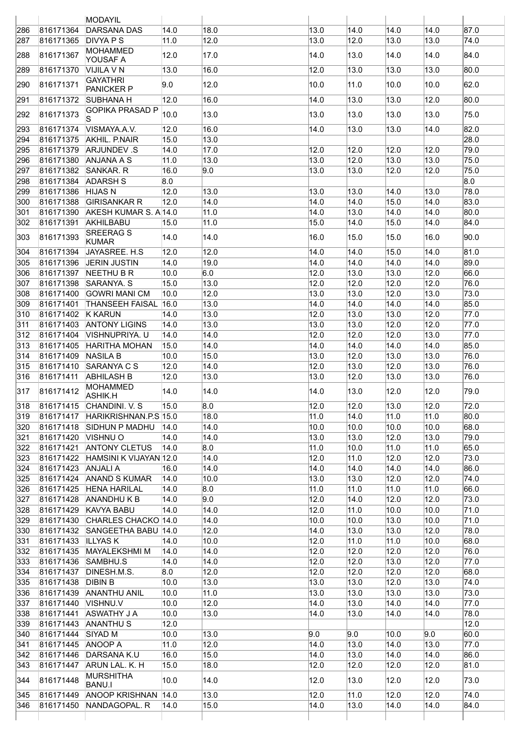| | | | | | | | | | |
|---|---|---|---|---|---|---|---|---|---|
| | | MODAYIL | | | | | | | |
| 286 | 816171364 | DARSANA DAS | 14.0 | 18.0 | 13.0 | 14.0 | 14.0 | 14.0 | 87.0 |
| 287 | 816171365 | DIVYA P S | 11.0 | 12.0 | 13.0 | 12.0 | 13.0 | 13.0 | 74.0 |
| 288 | 816171367 | MOHAMMED YOUSAF A | 12.0 | 17.0 | 14.0 | 13.0 | 14.0 | 14.0 | 84.0 |
| 289 | 816171370 | VIJILA V N | 13.0 | 16.0 | 12.0 | 13.0 | 13.0 | 13.0 | 80.0 |
| 290 | 816171371 | GAYATHRI PANICKER P | 9.0 | 12.0 | 10.0 | 11.0 | 10.0 | 10.0 | 62.0 |
| 291 | 816171372 | SUBHANA H | 12.0 | 16.0 | 14.0 | 13.0 | 13.0 | 12.0 | 80.0 |
| 292 | 816171373 | GOPIKA PRASAD P S | 10.0 | 13.0 | 13.0 | 13.0 | 13.0 | 13.0 | 75.0 |
| 293 | 816171374 | VISMAYA.A.V. | 12.0 | 16.0 | 14.0 | 13.0 | 13.0 | 14.0 | 82.0 |
| 294 | 816171375 | AKHIL. P.NAIR | 15.0 | 13.0 | | | | | 28.0 |
| 295 | 816171379 | ARJUNDEV .S | 14.0 | 17.0 | 12.0 | 12.0 | 12.0 | 12.0 | 79.0 |
| 296 | 816171380 | ANJANA A S | 11.0 | 13.0 | 13.0 | 12.0 | 13.0 | 13.0 | 75.0 |
| 297 | 816171382 | SANKAR. R | 16.0 | 9.0 | 13.0 | 13.0 | 12.0 | 12.0 | 75.0 |
| 298 | 816171384 | ADARSH S | 8.0 | | | | | | 8.0 |
| 299 | 816171386 | HIJAS N | 12.0 | 13.0 | 13.0 | 13.0 | 14.0 | 13.0 | 78.0 |
| 300 | 816171388 | GIRISANKAR R | 12.0 | 14.0 | 14.0 | 14.0 | 15.0 | 14.0 | 83.0 |
| 301 | 816171390 | AKESH KUMAR S. A | 14.0 | 11.0 | 14.0 | 13.0 | 14.0 | 14.0 | 80.0 |
| 302 | 816171391 | AKHILBABU | 15.0 | 11.0 | 15.0 | 14.0 | 15.0 | 14.0 | 84.0 |
| 303 | 816171393 | SREERAG S KUMAR | 14.0 | 14.0 | 16.0 | 15.0 | 15.0 | 16.0 | 90.0 |
| 304 | 816171394 | JAYASREE. H.S | 12.0 | 12.0 | 14.0 | 14.0 | 15.0 | 14.0 | 81.0 |
| 305 | 816171396 | JERIN JUSTIN | 14.0 | 19.0 | 14.0 | 14.0 | 14.0 | 14.0 | 89.0 |
| 306 | 816171397 | NEETHU B R | 10.0 | 6.0 | 12.0 | 13.0 | 13.0 | 12.0 | 66.0 |
| 307 | 816171398 | SARANYA. S | 15.0 | 13.0 | 12.0 | 12.0 | 12.0 | 12.0 | 76.0 |
| 308 | 816171400 | GOWRI MANI CM | 10.0 | 12.0 | 13.0 | 13.0 | 12.0 | 13.0 | 73.0 |
| 309 | 816171401 | THANSEEH FAISAL | 16.0 | 13.0 | 14.0 | 14.0 | 14.0 | 14.0 | 85.0 |
| 310 | 816171402 | K KARUN | 14.0 | 13.0 | 12.0 | 13.0 | 13.0 | 12.0 | 77.0 |
| 311 | 816171403 | ANTONY LIGINS | 14.0 | 13.0 | 13.0 | 13.0 | 12.0 | 12.0 | 77.0 |
| 312 | 816171404 | VISHNUPRIYA. U | 14.0 | 14.0 | 12.0 | 12.0 | 12.0 | 13.0 | 77.0 |
| 313 | 816171405 | HARITHA MOHAN | 15.0 | 14.0 | 14.0 | 14.0 | 14.0 | 14.0 | 85.0 |
| 314 | 816171409 | NASILA B | 10.0 | 15.0 | 13.0 | 12.0 | 13.0 | 13.0 | 76.0 |
| 315 | 816171410 | SARANYA C S | 12.0 | 14.0 | 12.0 | 13.0 | 12.0 | 13.0 | 76.0 |
| 316 | 816171411 | ABHILASH B | 12.0 | 13.0 | 13.0 | 12.0 | 13.0 | 13.0 | 76.0 |
| 317 | 816171412 | MOHAMMED ASHIK.H | 14.0 | 14.0 | 14.0 | 13.0 | 12.0 | 12.0 | 79.0 |
| 318 | 816171415 | CHANDINI. V. S | 15.0 | 8.0 | 12.0 | 12.0 | 13.0 | 12.0 | 72.0 |
| 319 | 816171417 | HARIKRISHNAN.P.S | 15.0 | 18.0 | 11.0 | 14.0 | 11.0 | 11.0 | 80.0 |
| 320 | 816171418 | SIDHUN P MADHU | 14.0 | 14.0 | 10.0 | 10.0 | 10.0 | 10.0 | 68.0 |
| 321 | 816171420 | VISHNU O | 14.0 | 14.0 | 13.0 | 13.0 | 12.0 | 13.0 | 79.0 |
| 322 | 816171421 | ANTONY CLETUS | 14.0 | 8.0 | 11.0 | 10.0 | 11.0 | 11.0 | 65.0 |
| 323 | 816171422 | HAMSINI K VIJAYAN | 12.0 | 14.0 | 12.0 | 11.0 | 12.0 | 12.0 | 73.0 |
| 324 | 816171423 | ANJALI A | 16.0 | 14.0 | 14.0 | 14.0 | 14.0 | 14.0 | 86.0 |
| 325 | 816171424 | ANAND S KUMAR | 14.0 | 10.0 | 13.0 | 13.0 | 12.0 | 12.0 | 74.0 |
| 326 | 816171425 | HENA HARILAL | 14.0 | 8.0 | 11.0 | 11.0 | 11.0 | 11.0 | 66.0 |
| 327 | 816171428 | ANANDHU K B | 14.0 | 9.0 | 12.0 | 14.0 | 12.0 | 12.0 | 73.0 |
| 328 | 816171429 | KAVYA BABU | 14.0 | 14.0 | 12.0 | 11.0 | 10.0 | 10.0 | 71.0 |
| 329 | 816171430 | CHARLES CHACKO | 14.0 | 14.0 | 10.0 | 10.0 | 13.0 | 10.0 | 71.0 |
| 330 | 816171432 | SANGEETHA BABU | 14.0 | 12.0 | 14.0 | 13.0 | 13.0 | 12.0 | 78.0 |
| 331 | 816171433 | ILLYAS K | 14.0 | 10.0 | 12.0 | 11.0 | 11.0 | 10.0 | 68.0 |
| 332 | 816171435 | MAYALEKSHMI M | 14.0 | 14.0 | 12.0 | 12.0 | 12.0 | 12.0 | 76.0 |
| 333 | 816171436 | SAMBHU.S | 14.0 | 14.0 | 12.0 | 12.0 | 13.0 | 12.0 | 77.0 |
| 334 | 816171437 | DINESH.M.S. | 8.0 | 12.0 | 12.0 | 12.0 | 12.0 | 12.0 | 68.0 |
| 335 | 816171438 | DIBIN B | 10.0 | 13.0 | 13.0 | 13.0 | 12.0 | 13.0 | 74.0 |
| 336 | 816171439 | ANANTHU ANIL | 10.0 | 11.0 | 13.0 | 13.0 | 13.0 | 13.0 | 73.0 |
| 337 | 816171440 | VISHNU.V | 10.0 | 12.0 | 14.0 | 13.0 | 14.0 | 14.0 | 77.0 |
| 338 | 816171441 | ASWATHY J A | 10.0 | 13.0 | 14.0 | 13.0 | 14.0 | 14.0 | 78.0 |
| 339 | 816171443 | ANANTHU S | 12.0 | | | | | | 12.0 |
| 340 | 816171444 | SIYAD M | 10.0 | 13.0 | 9.0 | 9.0 | 10.0 | 9.0 | 60.0 |
| 341 | 816171445 | ANOOP A | 11.0 | 12.0 | 14.0 | 13.0 | 14.0 | 13.0 | 77.0 |
| 342 | 816171446 | DARSANA K.U | 16.0 | 15.0 | 14.0 | 13.0 | 14.0 | 14.0 | 86.0 |
| 343 | 816171447 | ARUN LAL. K. H | 15.0 | 18.0 | 12.0 | 12.0 | 12.0 | 12.0 | 81.0 |
| 344 | 816171448 | MURSHITHA BANU.I | 10.0 | 14.0 | 12.0 | 13.0 | 12.0 | 12.0 | 73.0 |
| 345 | 816171449 | ANOOP KRISHNAN | 14.0 | 13.0 | 12.0 | 11.0 | 12.0 | 12.0 | 74.0 |
| 346 | 816171450 | NANDAGOPAL. R | 14.0 | 15.0 | 14.0 | 13.0 | 14.0 | 14.0 | 84.0 |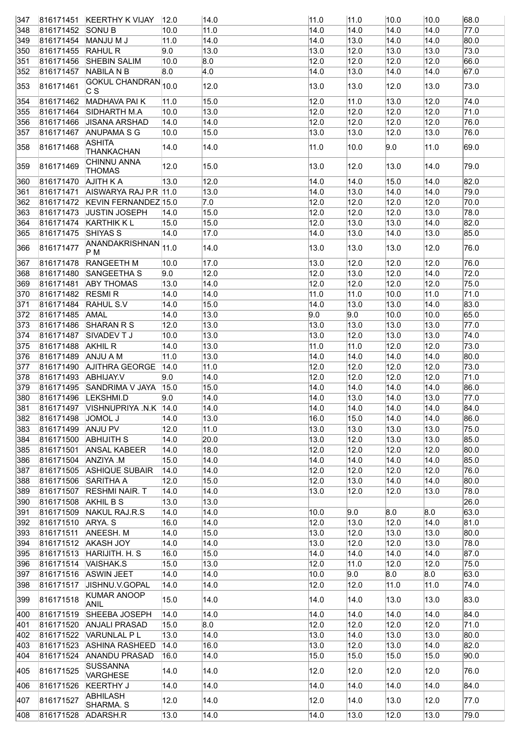| | | | | | | | | | |
|---|---|---|---|---|---|---|---|---|---|
| 347 | 816171451 | KEERTHY K VIJAY | 12.0 | 14.0 | 11.0 | 11.0 | 10.0 | 10.0 | 68.0 |
| 348 | 816171452 | SONU B | 10.0 | 11.0 | 14.0 | 14.0 | 14.0 | 14.0 | 77.0 |
| 349 | 816171454 | MANJU M J | 11.0 | 14.0 | 14.0 | 13.0 | 14.0 | 14.0 | 80.0 |
| 350 | 816171455 | RAHUL R | 9.0 | 13.0 | 13.0 | 12.0 | 13.0 | 13.0 | 73.0 |
| 351 | 816171456 | SHEBIN SALIM | 10.0 | 8.0 | 12.0 | 12.0 | 12.0 | 12.0 | 66.0 |
| 352 | 816171457 | NABILA N B | 8.0 | 4.0 | 14.0 | 13.0 | 14.0 | 14.0 | 67.0 |
| 353 | 816171461 | GOKUL CHANDRAN C S | 10.0 | 12.0 | 13.0 | 13.0 | 12.0 | 13.0 | 73.0 |
| 354 | 816171462 | MADHAVA PAI K | 11.0 | 15.0 | 12.0 | 11.0 | 13.0 | 12.0 | 74.0 |
| 355 | 816171464 | SIDHARTH M.A | 10.0 | 13.0 | 12.0 | 12.0 | 12.0 | 12.0 | 71.0 |
| 356 | 816171466 | JISANA ARSHAD | 14.0 | 14.0 | 12.0 | 12.0 | 12.0 | 12.0 | 76.0 |
| 357 | 816171467 | ANUPAMA S G | 10.0 | 15.0 | 13.0 | 13.0 | 12.0 | 13.0 | 76.0 |
| 358 | 816171468 | ASHITA THANKACHAN | 14.0 | 14.0 | 11.0 | 10.0 | 9.0 | 11.0 | 69.0 |
| 359 | 816171469 | CHINNU ANNA THOMAS | 12.0 | 15.0 | 13.0 | 12.0 | 13.0 | 14.0 | 79.0 |
| 360 | 816171470 | AJITH K A | 13.0 | 12.0 | 14.0 | 14.0 | 15.0 | 14.0 | 82.0 |
| 361 | 816171471 | AISWARYA RAJ P.R | 11.0 | 13.0 | 14.0 | 13.0 | 14.0 | 14.0 | 79.0 |
| 362 | 816171472 | KEVIN FERNANDEZ | 15.0 | 7.0 | 12.0 | 12.0 | 12.0 | 12.0 | 70.0 |
| 363 | 816171473 | JUSTIN JOSEPH | 14.0 | 15.0 | 12.0 | 12.0 | 12.0 | 13.0 | 78.0 |
| 364 | 816171474 | KARTHIK K L | 15.0 | 15.0 | 12.0 | 13.0 | 13.0 | 14.0 | 82.0 |
| 365 | 816171475 | SHIYAS S | 14.0 | 17.0 | 14.0 | 13.0 | 14.0 | 13.0 | 85.0 |
| 366 | 816171477 | ANANDAKRISHNAN P M | 11.0 | 14.0 | 13.0 | 13.0 | 13.0 | 12.0 | 76.0 |
| 367 | 816171478 | RANGEETH M | 10.0 | 17.0 | 13.0 | 12.0 | 12.0 | 12.0 | 76.0 |
| 368 | 816171480 | SANGEETHA S | 9.0 | 12.0 | 12.0 | 13.0 | 12.0 | 14.0 | 72.0 |
| 369 | 816171481 | ABY THOMAS | 13.0 | 14.0 | 12.0 | 12.0 | 12.0 | 12.0 | 75.0 |
| 370 | 816171482 | RESMI R | 14.0 | 14.0 | 11.0 | 11.0 | 10.0 | 11.0 | 71.0 |
| 371 | 816171484 | RAHUL S.V | 14.0 | 15.0 | 14.0 | 13.0 | 13.0 | 14.0 | 83.0 |
| 372 | 816171485 | AMAL | 14.0 | 13.0 | 9.0 | 9.0 | 10.0 | 10.0 | 65.0 |
| 373 | 816171486 | SHARAN R S | 12.0 | 13.0 | 13.0 | 13.0 | 13.0 | 13.0 | 77.0 |
| 374 | 816171487 | SIVADEV T J | 10.0 | 13.0 | 13.0 | 12.0 | 13.0 | 13.0 | 74.0 |
| 375 | 816171488 | AKHIL R | 14.0 | 13.0 | 11.0 | 11.0 | 12.0 | 12.0 | 73.0 |
| 376 | 816171489 | ANJU A M | 11.0 | 13.0 | 14.0 | 14.0 | 14.0 | 14.0 | 80.0 |
| 377 | 816171490 | AJITHRA GEORGE | 14.0 | 11.0 | 12.0 | 12.0 | 12.0 | 12.0 | 73.0 |
| 378 | 816171493 | ABHIJAY.V | 9.0 | 14.0 | 12.0 | 12.0 | 12.0 | 12.0 | 71.0 |
| 379 | 816171495 | SANDRIMA V JAYA | 15.0 | 15.0 | 14.0 | 14.0 | 14.0 | 14.0 | 86.0 |
| 380 | 816171496 | LEKSHMI.D | 9.0 | 14.0 | 14.0 | 13.0 | 14.0 | 13.0 | 77.0 |
| 381 | 816171497 | VISHNUPRIYA .N.K | 14.0 | 14.0 | 14.0 | 14.0 | 14.0 | 14.0 | 84.0 |
| 382 | 816171498 | JOMOL J | 14.0 | 13.0 | 16.0 | 15.0 | 14.0 | 14.0 | 86.0 |
| 383 | 816171499 | ANJU PV | 12.0 | 11.0 | 13.0 | 13.0 | 13.0 | 13.0 | 75.0 |
| 384 | 816171500 | ABHIJITH S | 14.0 | 20.0 | 13.0 | 12.0 | 13.0 | 13.0 | 85.0 |
| 385 | 816171501 | ANSAL KABEER | 14.0 | 18.0 | 12.0 | 12.0 | 12.0 | 12.0 | 80.0 |
| 386 | 816171504 | ANZIYA .M | 15.0 | 14.0 | 14.0 | 14.0 | 14.0 | 14.0 | 85.0 |
| 387 | 816171505 | ASHIQUE SUBAIR | 14.0 | 14.0 | 12.0 | 12.0 | 12.0 | 12.0 | 76.0 |
| 388 | 816171506 | SARITHA A | 12.0 | 15.0 | 12.0 | 13.0 | 14.0 | 14.0 | 80.0 |
| 389 | 816171507 | RESHMI NAIR. T | 14.0 | 14.0 | 13.0 | 12.0 | 12.0 | 13.0 | 78.0 |
| 390 | 816171508 | AKHIL B S | 13.0 | 13.0 | | | | | 26.0 |
| 391 | 816171509 | NAKUL RAJ.R.S | 14.0 | 14.0 | 10.0 | 9.0 | 8.0 | 8.0 | 63.0 |
| 392 | 816171510 | ARYA. S | 16.0 | 14.0 | 12.0 | 13.0 | 12.0 | 14.0 | 81.0 |
| 393 | 816171511 | ANEESH. M | 14.0 | 15.0 | 13.0 | 12.0 | 13.0 | 13.0 | 80.0 |
| 394 | 816171512 | AKASH JOY | 14.0 | 14.0 | 13.0 | 12.0 | 12.0 | 13.0 | 78.0 |
| 395 | 816171513 | HARIJITH. H. S | 16.0 | 15.0 | 14.0 | 14.0 | 14.0 | 14.0 | 87.0 |
| 396 | 816171514 | VAISHAK.S | 15.0 | 13.0 | 12.0 | 11.0 | 12.0 | 12.0 | 75.0 |
| 397 | 816171516 | ASWIN JEET | 14.0 | 14.0 | 10.0 | 9.0 | 8.0 | 8.0 | 63.0 |
| 398 | 816171517 | JISHNU.V.GOPAL | 14.0 | 14.0 | 12.0 | 12.0 | 11.0 | 11.0 | 74.0 |
| 399 | 816171518 | KUMAR ANOOP ANIL | 15.0 | 14.0 | 14.0 | 14.0 | 13.0 | 13.0 | 83.0 |
| 400 | 816171519 | SHEEBA JOSEPH | 14.0 | 14.0 | 14.0 | 14.0 | 14.0 | 14.0 | 84.0 |
| 401 | 816171520 | ANJALI PRASAD | 15.0 | 8.0 | 12.0 | 12.0 | 12.0 | 12.0 | 71.0 |
| 402 | 816171522 | VARUNLAL P L | 13.0 | 14.0 | 13.0 | 14.0 | 13.0 | 13.0 | 80.0 |
| 403 | 816171523 | ASHINA RASHEED | 14.0 | 16.0 | 13.0 | 12.0 | 13.0 | 14.0 | 82.0 |
| 404 | 816171524 | ANANDU PRASAD | 16.0 | 14.0 | 15.0 | 15.0 | 15.0 | 15.0 | 90.0 |
| 405 | 816171525 | SUSSANNA VARGHESE | 14.0 | 14.0 | 12.0 | 12.0 | 12.0 | 12.0 | 76.0 |
| 406 | 816171526 | KEERTHY J | 14.0 | 14.0 | 14.0 | 14.0 | 14.0 | 14.0 | 84.0 |
| 407 | 816171527 | ABHILASH SHARMA. S | 12.0 | 14.0 | 12.0 | 14.0 | 13.0 | 12.0 | 77.0 |
| 408 | 816171528 | ADARSH.R | 13.0 | 14.0 | 14.0 | 13.0 | 12.0 | 13.0 | 79.0 |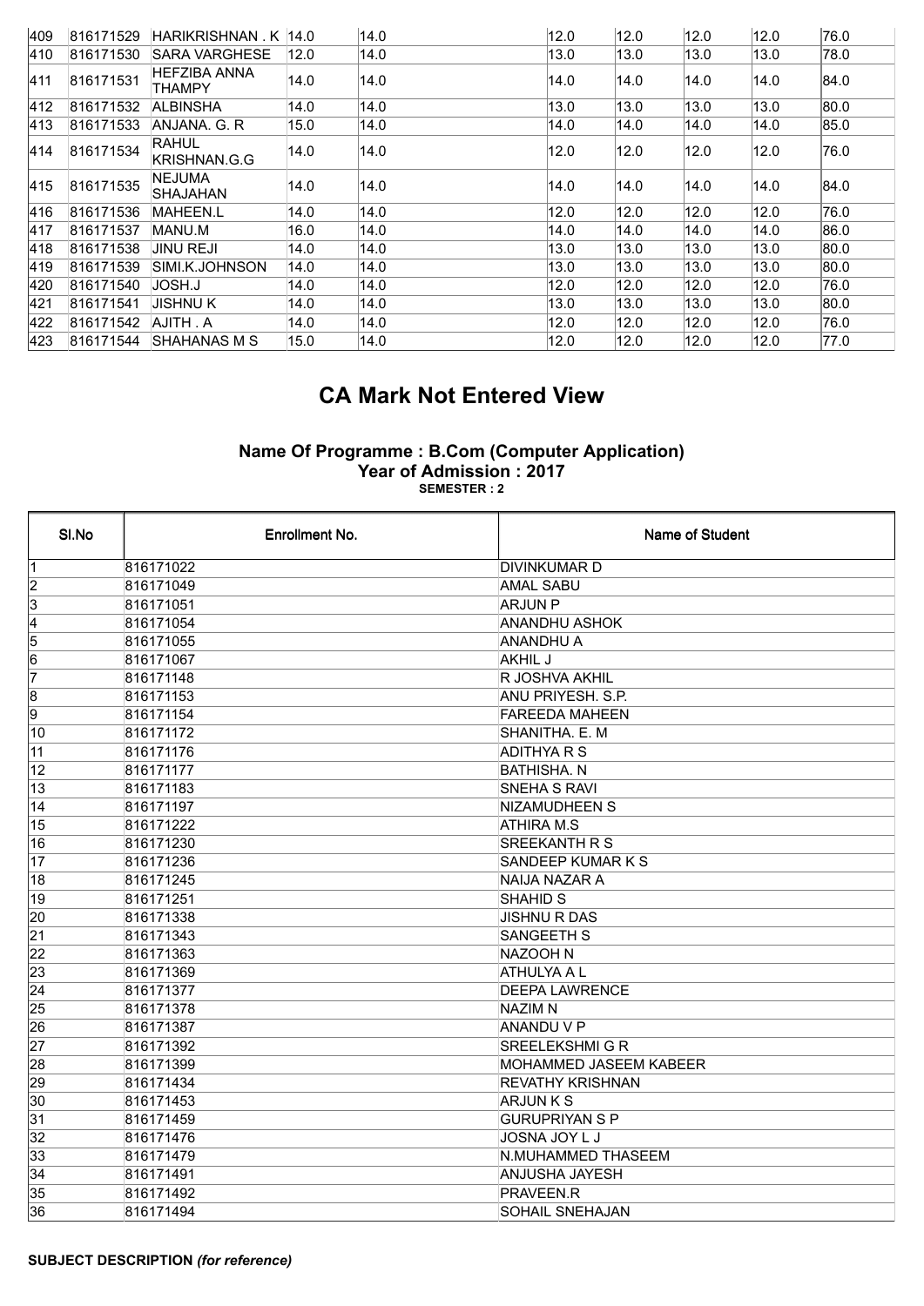| 409 | 816171529 | HARIKRISHNAN . K | 14.0 | 14.0 | 12.0 | 12.0 | 12.0 | 12.0 | 76.0 |
|---|---|---|---|---|---|---|---|---|---|
| 410 | 816171530 | SARA VARGHESE | 12.0 | 14.0 | 13.0 | 13.0 | 13.0 | 13.0 | 78.0 |
| 411 | 816171531 | HEFZIBA ANNA THAMPY | 14.0 | 14.0 | 14.0 | 14.0 | 14.0 | 14.0 | 84.0 |
| 412 | 816171532 | ALBINSHA | 14.0 | 14.0 | 13.0 | 13.0 | 13.0 | 13.0 | 80.0 |
| 413 | 816171533 | ANJANA. G. R | 15.0 | 14.0 | 14.0 | 14.0 | 14.0 | 14.0 | 85.0 |
| 414 | 816171534 | RAHUL KRISHNAN.G.G | 14.0 | 14.0 | 12.0 | 12.0 | 12.0 | 12.0 | 76.0 |
| 415 | 816171535 | NEJUMA SHAJAHAN | 14.0 | 14.0 | 14.0 | 14.0 | 14.0 | 14.0 | 84.0 |
| 416 | 816171536 | MAHEEN.L | 14.0 | 14.0 | 12.0 | 12.0 | 12.0 | 12.0 | 76.0 |
| 417 | 816171537 | MANU.M | 16.0 | 14.0 | 14.0 | 14.0 | 14.0 | 14.0 | 86.0 |
| 418 | 816171538 | JINU REJI | 14.0 | 14.0 | 13.0 | 13.0 | 13.0 | 13.0 | 80.0 |
| 419 | 816171539 | SIMI.K.JOHNSON | 14.0 | 14.0 | 13.0 | 13.0 | 13.0 | 13.0 | 80.0 |
| 420 | 816171540 | JOSH.J | 14.0 | 14.0 | 12.0 | 12.0 | 12.0 | 12.0 | 76.0 |
| 421 | 816171541 | JISHNU K | 14.0 | 14.0 | 13.0 | 13.0 | 13.0 | 13.0 | 80.0 |
| 422 | 816171542 | AJITH . A | 14.0 | 14.0 | 12.0 | 12.0 | 12.0 | 12.0 | 76.0 |
| 423 | 816171544 | SHAHANAS M S | 15.0 | 14.0 | 12.0 | 12.0 | 12.0 | 12.0 | 77.0 |

# CA Mark Not Entered View

### Name Of Programme : B.Com (Computer Application)
### Year of Admission : 2017
**SEMESTER : 2**

| Sl.No | Enrollment No. | Name of Student |
|---|---|---|
| 1 | 816171022 | DIVINKUMAR D |
| 2 | 816171049 | AMAL SABU |
| 3 | 816171051 | ARJUN P |
| 4 | 816171054 | ANANDHU ASHOK |
| 5 | 816171055 | ANANDHU A |
| 6 | 816171067 | AKHIL J |
| 7 | 816171148 | R JOSHVA AKHIL |
| 8 | 816171153 | ANU PRIYESH. S.P. |
| 9 | 816171154 | FAREEDA MAHEEN |
| 10 | 816171172 | SHANITHA. E. M |
| 11 | 816171176 | ADITHYA R S |
| 12 | 816171177 | BATHISHA. N |
| 13 | 816171183 | SNEHA S RAVI |
| 14 | 816171197 | NIZAMUDHEEN S |
| 15 | 816171222 | ATHIRA M.S |
| 16 | 816171230 | SREEKANTH R S |
| 17 | 816171236 | SANDEEP KUMAR K S |
| 18 | 816171245 | NAIJA NAZAR A |
| 19 | 816171251 | SHAHID S |
| 20 | 816171338 | JISHNU R DAS |
| 21 | 816171343 | SANGEETH S |
| 22 | 816171363 | NAZOOH N |
| 23 | 816171369 | ATHULYA A L |
| 24 | 816171377 | DEEPA LAWRENCE |
| 25 | 816171378 | NAZIM N |
| 26 | 816171387 | ANANDU V P |
| 27 | 816171392 | SREELEKSHMI G R |
| 28 | 816171399 | MOHAMMED JASEEM KABEER |
| 29 | 816171434 | REVATHY KRISHNAN |
| 30 | 816171453 | ARJUN K S |
| 31 | 816171459 | GURUPRIYAN S P |
| 32 | 816171476 | JOSNA JOY L J |
| 33 | 816171479 | N.MUHAMMED THASEEM |
| 34 | 816171491 | ANJUSHA JAYESH |
| 35 | 816171492 | PRAVEEN.R |
| 36 | 816171494 | SOHAIL SNEHAJAN |

**SUBJECT DESCRIPTION** *(for reference)*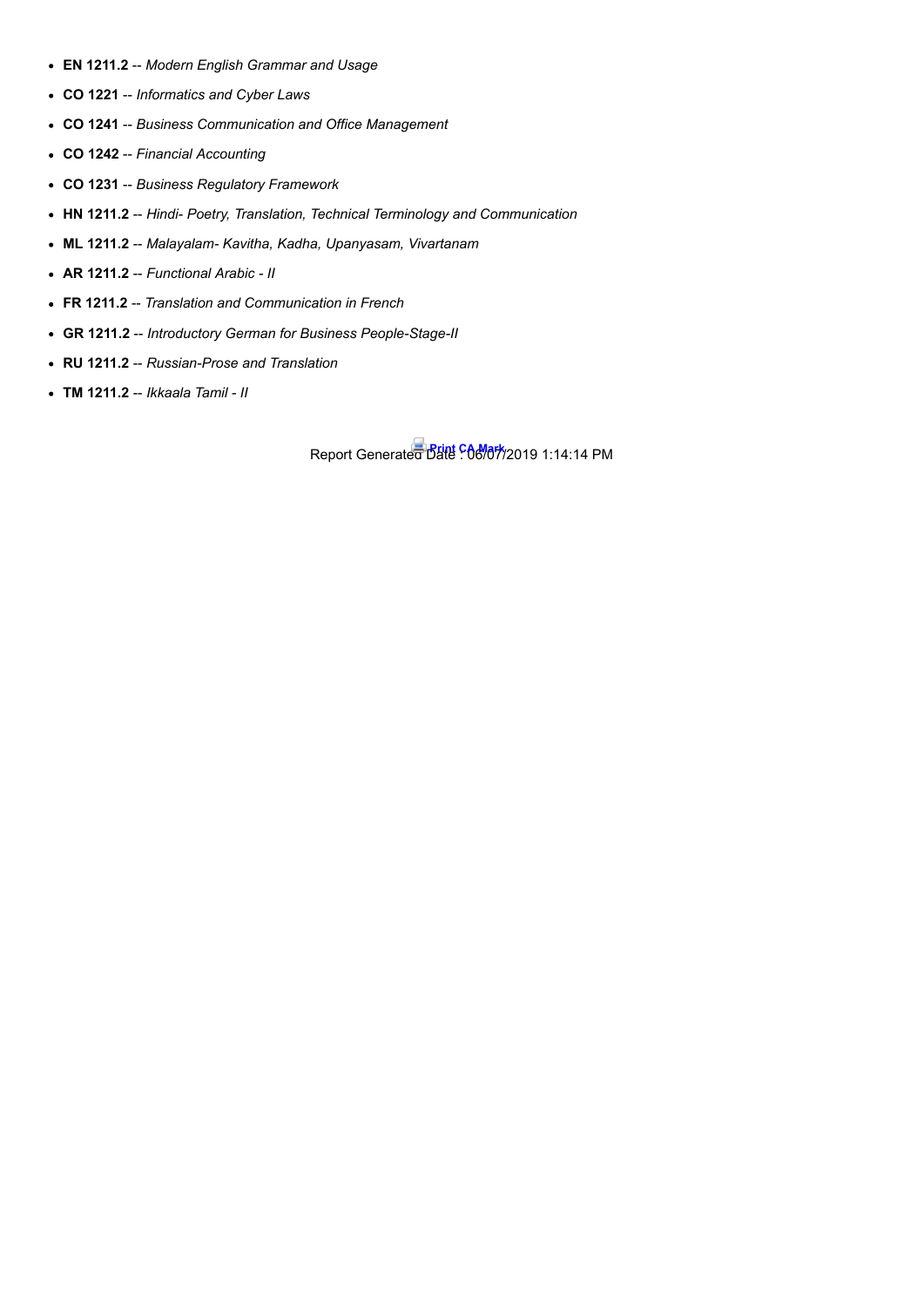- **EN 1211.2** -- *Modern English Grammar and Usage*
- **CO 1221** -- *Informatics and Cyber Laws*
- **CO 1241** -- *Business Communication and Office Management*
- **CO 1242** -- *Financial Accounting*
- **CO 1231** -- *Business Regulatory Framework*
- **HN 1211.2** -- *Hindi- Poetry, Translation, Technical Terminology and Communication*
- **ML 1211.2** -- *Malayalam- Kavitha, Kadha, Upanyasam, Vivartanam*
- **AR 1211.2** -- *Functional Arabic - II*
- **FR 1211.2** -- *Translation and Communication in French*
- **GR 1211.2** -- *Introductory German for Business People-Stage-II*
- **RU 1211.2** -- *Russian-Prose and Translation*
- **TM 1211.2** -- *Ikkaala Tamil - II*

Print CA Mark

Report Generated Date : 06/07/2019 1:14:14 PM